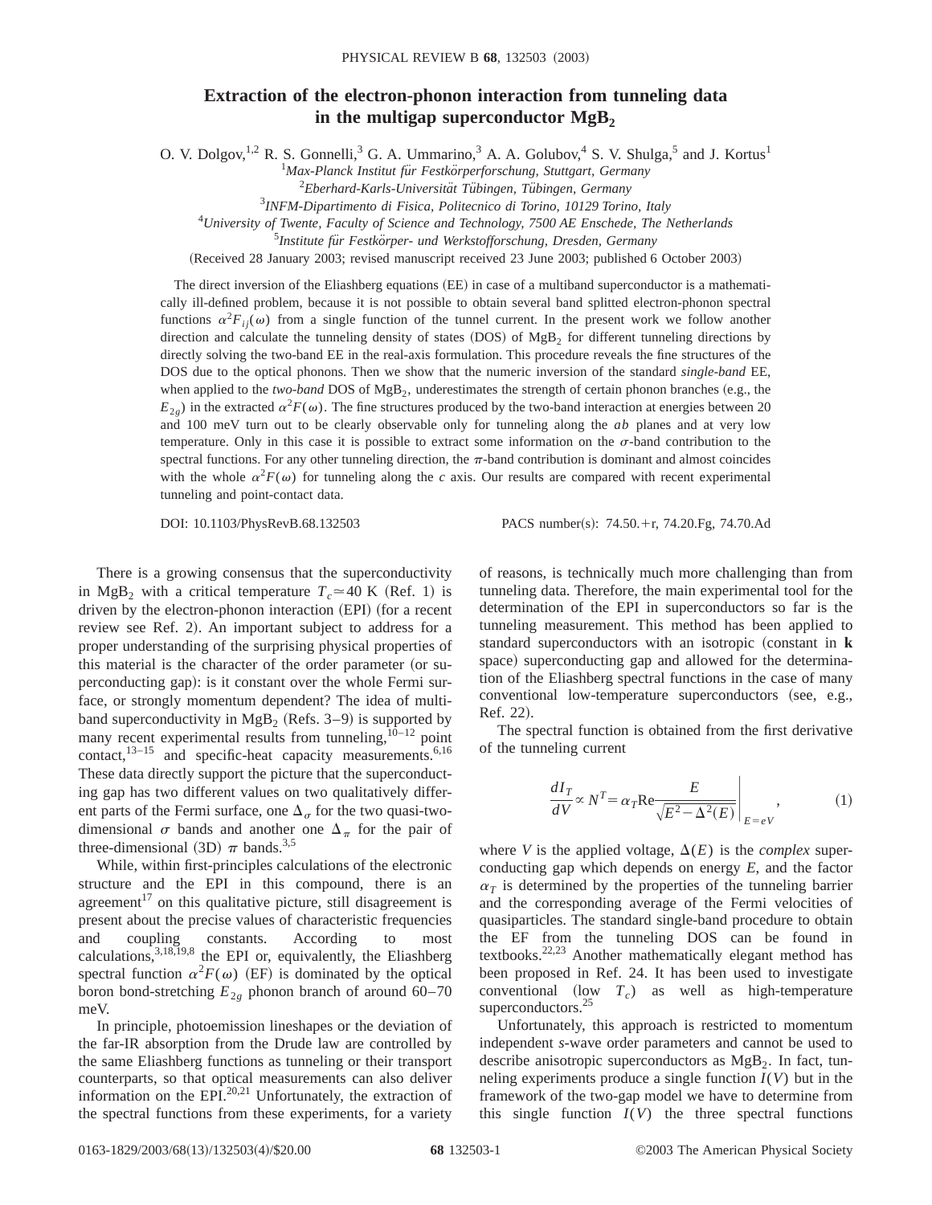# Extraction of the electron-phonon interaction from tunneling data in the multigap superconductor $MgB_2$

O. V. Dolgov,[1,2] R. S. Gonnelli,[3] G. A. Ummarino,[3] A. A. Golubov,[4] S. V. Shulga,[5] and J. Kortus[1]

[1]*Max-Planck Institut für Festkörperforschung, Stuttgart, Germany*

[2]*Eberhard-Karls-Universität Tübingen, Tübingen, Germany*

[3]*INFM-Dipartimento di Fisica, Politecnico di Torino, 10129 Torino, Italy*

[4]*University of Twente, Faculty of Science and Technology, 7500 AE Enschede, The Netherlands*

[5]*Institute für Festkörper- und Werkstofforschung, Dresden, Germany*

(Received 28 January 2003; revised manuscript received 23 June 2003; published 6 October 2003)

The direct inversion of the Eliashberg equations (EE) in case of a multiband superconductor is a mathematically ill-defined problem, because it is not possible to obtain several band splitted electron-phonon spectral functions $\alpha^2F_{ij}(\omega)$ from a single function of the tunnel current. In the present work we follow another direction and calculate the tunneling density of states (DOS) of $MgB_2$ for different tunneling directions by directly solving the two-band EE in the real-axis formulation. This procedure reveals the fine structures of the DOS due to the optical phonons. Then we show that the numeric inversion of the standard *single-band* EE, when applied to the *two-band* DOS of $MgB_2$, underestimates the strength of certain phonon branches (e.g., the $E_{2g}$) in the extracted $\alpha^2F(\omega)$. The fine structures produced by the two-band interaction at energies between 20 and 100 meV turn out to be clearly observable only for tunneling along the *ab* planes and at very low temperature. Only in this case it is possible to extract some information on the $\sigma$-band contribution to the spectral functions. For any other tunneling direction, the $\pi$-band contribution is dominant and almost coincides with the whole $\alpha^2F(\omega)$ for tunneling along the *c* axis. Our results are compared with recent experimental tunneling and point-contact data.

DOI: 10.1103/PhysRevB.68.132503 PACS number(s): 74.50.+r, 74.20.Fg, 74.70.Ad

There is a growing consensus that the superconductivity in $MgB_2$ with a critical temperature $T_c \simeq 40$ K (Ref. 1) is driven by the electron-phonon interaction (EPI) (for a recent review see Ref. 2). An important subject to address for a proper understanding of the surprising physical properties of this material is the character of the order parameter (or superconducting gap): is it constant over the whole Fermi surface, or strongly momentum dependent? The idea of multiband superconductivity in $MgB_2$ (Refs. 3–9) is supported by many recent experimental results from tunneling,[10–12] point contact,[13–15] and specific-heat capacity measurements.[6,16] These data directly support the picture that the superconducting gap has two different values on two qualitatively different parts of the Fermi surface, one $\Delta_\sigma$ for the two quasi-two-dimensional $\sigma$ bands and another one $\Delta_\pi$ for the pair of three-dimensional (3D) $\pi$ bands.[3,5]

While, within first-principles calculations of the electronic structure and the EPI in this compound, there is an agreement[17] on this qualitative picture, still disagreement is present about the precise values of characteristic frequencies and coupling constants. According to most calculations,[3,18,19,8] the EPI or, equivalently, the Eliashberg spectral function $\alpha^2F(\omega)$ (EF) is dominated by the optical boron bond-stretching $E_{2g}$ phonon branch of around 60–70 meV.

In principle, photoemission lineshapes or the deviation of the far-IR absorption from the Drude law are controlled by the same Eliashberg functions as tunneling or their transport counterparts, so that optical measurements can also deliver information on the EPI.[20,21] Unfortunately, the extraction of the spectral functions from these experiments, for a variety of reasons, is technically much more challenging than from tunneling data. Therefore, the main experimental tool for the determination of the EPI in superconductors so far is the tunneling measurement. This method has been applied to standard superconductors with an isotropic (constant in **k** space) superconducting gap and allowed for the determination of the Eliashberg spectral functions in the case of many conventional low-temperature superconductors (see, e.g., Ref. 22).

The spectral function is obtained from the first derivative of the tunneling current

$$\frac{dI_T}{dV} \propto N^T = \alpha_T \mathrm{Re} \left. \frac{E}{\sqrt{E^2 - \Delta^2(E)}} \right|_{E=eV}, \tag{1}$$

where $V$ is the applied voltage, $\Delta(E)$ is the *complex* superconducting gap which depends on energy $E$, and the factor $\alpha_T$ is determined by the properties of the tunneling barrier and the corresponding average of the Fermi velocities of quasiparticles. The standard single-band procedure to obtain the EF from the tunneling DOS can be found in textbooks.[22,23] Another mathematically elegant method has been proposed in Ref. 24. It has been used to investigate conventional (low $T_c$) as well as high-temperature superconductors.[25]

Unfortunately, this approach is restricted to momentum independent *s*-wave order parameters and cannot be used to describe anisotropic superconductors as $MgB_2$. In fact, tunneling experiments produce a single function $I(V)$ but in the framework of the two-gap model we have to determine from this single function $I(V)$ the three spectral functions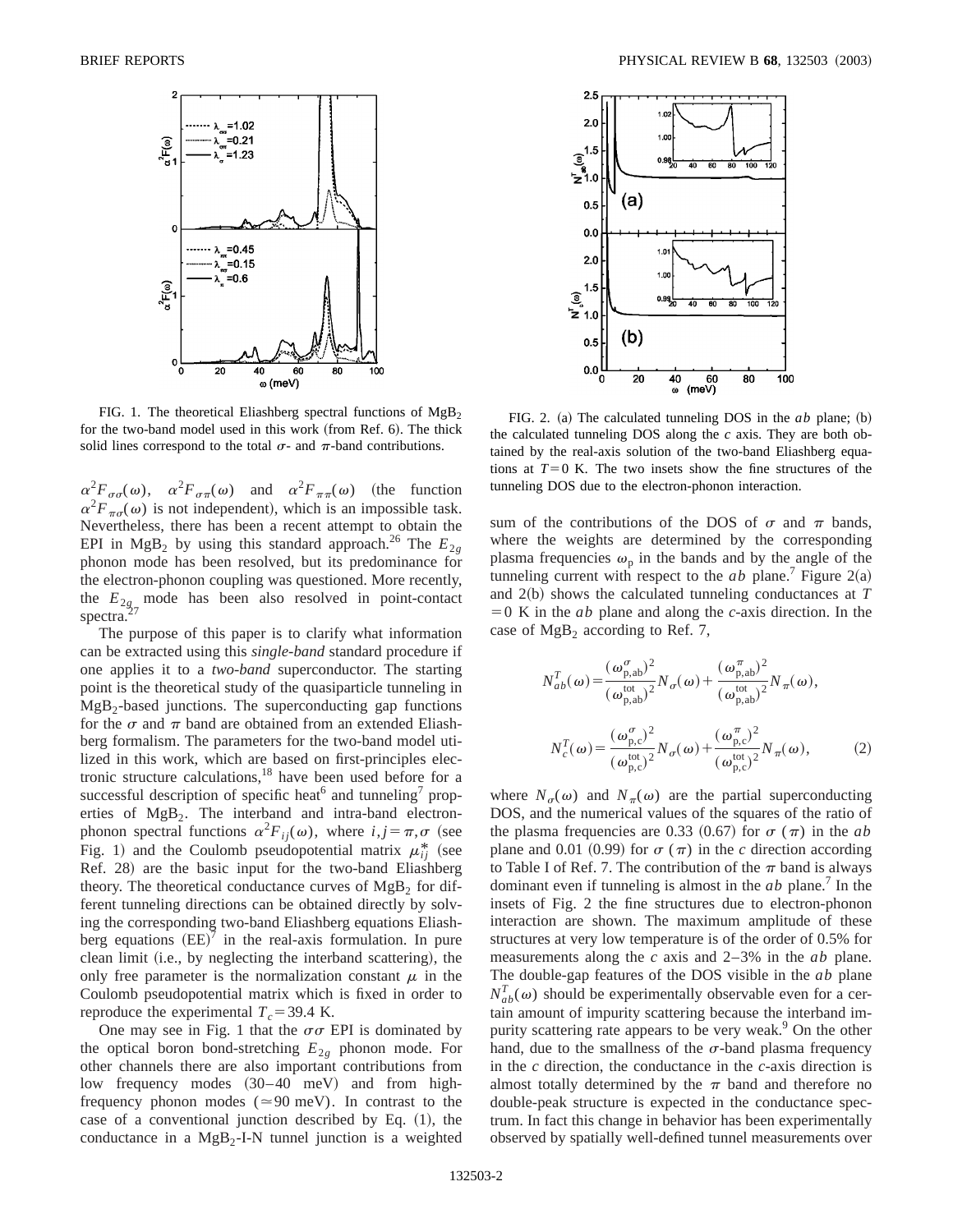FIG. 1. The theoretical Eliashberg spectral functions of $MgB_2$ for the two-band model used in this work (from Ref. 6). The thick solid lines correspond to the total $\sigma$- and $\pi$-band contributions.

$\alpha^2F_{\sigma\sigma}(\omega)$, $\alpha^2F_{\sigma\pi}(\omega)$ and $\alpha^2F_{\pi\pi}(\omega)$ (the function $\alpha^2F_{\pi\sigma}(\omega)$ is not independent), which is an impossible task. Nevertheless, there has been a recent attempt to obtain the EPI in $MgB_2$ by using this standard approach.[26] The $E_{2g}$ phonon mode has been resolved, but its predominance for the electron-phonon coupling was questioned. More recently, the $E_{2g}$ mode has been also resolved in point-contact spectra.[27]

The purpose of this paper is to clarify what information can be extracted using this *single-band* standard procedure if one applies it to a *two-band* superconductor. The starting point is the theoretical study of the quasiparticle tunneling in $MgB_2$-based junctions. The superconducting gap functions for the $\sigma$ and $\pi$ band are obtained from an extended Eliashberg formalism. The parameters for the two-band model utilized in this work, which are based on first-principles electronic structure calculations,[18] have been used before for a successful description of specific heat[6] and tunneling[7] properties of $MgB_2$. The interband and intra-band electron-phonon spectral functions $\alpha^2F_{ij}(\omega)$, where $i,j=\pi,\sigma$ (see Fig. 1) and the Coulomb pseudopotential matrix $\mu^*_{ij}$ (see Ref. 28) are the basic input for the two-band Eliashberg theory. The theoretical conductance curves of $MgB_2$ for different tunneling directions can be obtained directly by solving the corresponding two-band Eliashberg equations Eliashberg equations (EE)[7] in the real-axis formulation. In pure clean limit (i.e., by neglecting the interband scattering), the only free parameter is the normalization constant $\mu$ in the Coulomb pseudopotential matrix which is fixed in order to reproduce the experimental $T_c=39.4$ K.

One may see in Fig. 1 that the $\sigma\sigma$ EPI is dominated by the optical boron bond-stretching $E_{2g}$ phonon mode. For other channels there are also important contributions from low frequency modes (30–40 meV) and from high-frequency phonon modes ($\simeq 90$ meV). In contrast to the case of a conventional junction described by Eq. (1), the conductance in a $MgB_2$-I-N tunnel junction is a weighted sum of the contributions of the DOS of $\sigma$ and $\pi$ bands, where the weights are determined by the corresponding plasma frequencies $\omega_{\rm p}$ in the bands and by the angle of the tunneling current with respect to the *ab* plane.[7] Figure 2(a) and 2(b) shows the calculated tunneling conductances at $T=0$ K in the *ab* plane and along the *c*-axis direction. In the case of $MgB_2$ according to Ref. 7,

FIG. 2. (a) The calculated tunneling DOS in the *ab* plane; (b) the calculated tunneling DOS along the *c* axis. They are both obtained by the real-axis solution of the two-band Eliashberg equations at $T=0$ K. The two insets show the fine structures of the tunneling DOS due to the electron-phonon interaction.

$$N^T_{ab}(\omega)=\frac{(\omega^{\sigma}_{\rm p,ab})^2}{(\omega^{\rm tot}_{\rm p,ab})^2}N_\sigma(\omega)+\frac{(\omega^{\pi}_{\rm p,ab})^2}{(\omega^{\rm tot}_{\rm p,ab})^2}N_\pi(\omega),$$

$$N^T_{c}(\omega)=\frac{(\omega^{\sigma}_{\rm p,c})^2}{(\omega^{\rm tot}_{\rm p,c})^2}N_\sigma(\omega)+\frac{(\omega^{\pi}_{\rm p,c})^2}{(\omega^{\rm tot}_{\rm p,c})^2}N_\pi(\omega), \qquad (2)$$

where $N_\sigma(\omega)$ and $N_\pi(\omega)$ are the partial superconducting DOS, and the numerical values of the squares of the ratio of the plasma frequencies are 0.33 (0.67) for $\sigma$ ($\pi$) in the *ab* plane and 0.01 (0.99) for $\sigma$ ($\pi$) in the *c* direction according to Table I of Ref. 7. The contribution of the $\pi$ band is always dominant even if tunneling is almost in the *ab* plane.[7] In the insets of Fig. 2 the fine structures due to electron-phonon interaction are shown. The maximum amplitude of these structures at very low temperature is of the order of 0.5% for measurements along the *c* axis and 2–3% in the *ab* plane. The double-gap features of the DOS visible in the *ab* plane $N^T_{ab}(\omega)$ should be experimentally observable even for a certain amount of impurity scattering because the interband impurity scattering rate appears to be very weak.[9] On the other hand, due to the smallness of the $\sigma$-band plasma frequency in the *c* direction, the conductance in the *c*-axis direction is almost totally determined by the $\pi$ band and therefore no double-peak structure is expected in the conductance spectrum. In fact this change in behavior has been experimentally observed by spatially well-defined tunnel measurements over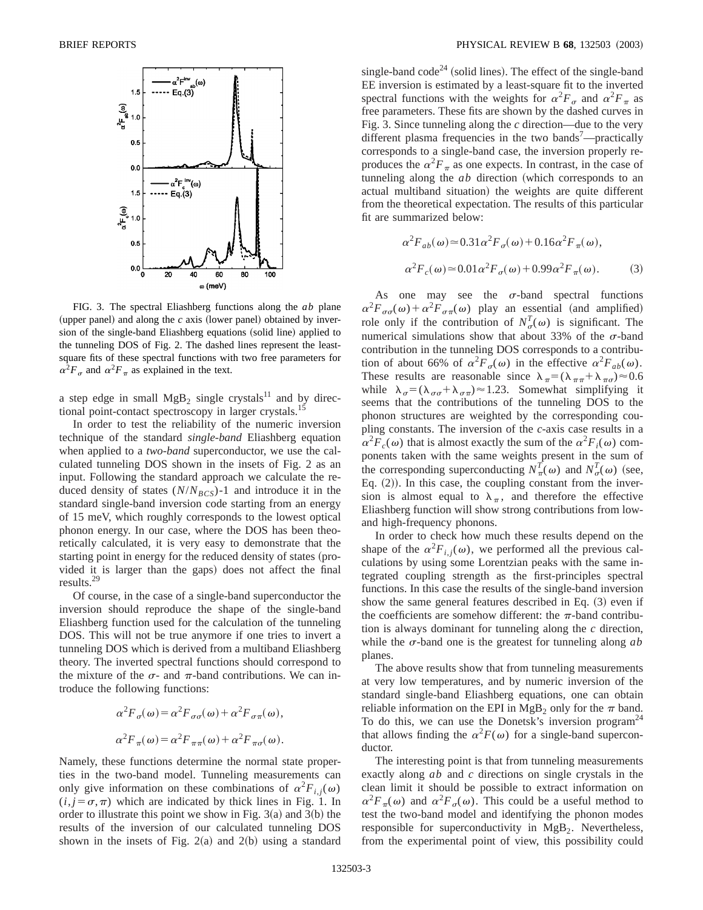FIG. 3. The spectral Eliashberg functions along the $ab$ plane (upper panel) and along the $c$ axis (lower panel) obtained by inversion of the single-band Eliashberg equations (solid line) applied to the tunneling DOS of Fig. 2. The dashed lines represent the least-square fits of these spectral functions with two free parameters for $\alpha^2F_\sigma$ and $\alpha^2F_\pi$ as explained in the text.

a step edge in small $MgB_2$ single crystals[11] and by directional point-contact spectroscopy in larger crystals.[15]

In order to test the reliability of the numeric inversion technique of the standard *single-band* Eliashberg equation when applied to a *two-band* superconductor, we use the calculated tunneling DOS shown in the insets of Fig. 2 as an input. Following the standard approach we calculate the reduced density of states ($N/N_{BCS}$)-1 and introduce it in the standard single-band inversion code starting from an energy of 15 meV, which roughly corresponds to the lowest optical phonon energy. In our case, where the DOS has been theoretically calculated, it is very easy to demonstrate that the starting point in energy for the reduced density of states (provided it is larger than the gaps) does not affect the final results.[29]

Of course, in the case of a single-band superconductor the inversion should reproduce the shape of the single-band Eliashberg function used for the calculation of the tunneling DOS. This will not be true anymore if one tries to invert a tunneling DOS which is derived from a multiband Eliashberg theory. The inverted spectral functions should correspond to the mixture of the $\sigma$- and $\pi$-band contributions. We can introduce the following functions:

$$\alpha^2F_\sigma(\omega)=\alpha^2F_{\sigma\sigma}(\omega)+\alpha^2F_{\sigma\pi}(\omega),$$

$$\alpha^2F_\pi(\omega)=\alpha^2F_{\pi\pi}(\omega)+\alpha^2F_{\pi\sigma}(\omega).$$

Namely, these functions determine the normal state properties in the two-band model. Tunneling measurements can only give information on these combinations of $\alpha^2F_{i,j}(\omega)$ ($i,j=\sigma,\pi$) which are indicated by thick lines in Fig. 1. In order to illustrate this point we show in Fig. 3(a) and 3(b) the results of the inversion of our calculated tunneling DOS shown in the insets of Fig. 2(a) and 2(b) using a standard single-band code[24] (solid lines). The effect of the single-band EE inversion is estimated by a least-square fit to the inverted spectral functions with the weights for $\alpha^2F_\sigma$ and $\alpha^2F_\pi$ as free parameters. These fits are shown by the dashed curves in Fig. 3. Since tunneling along the $c$ direction—due to the very different plasma frequencies in the two bands[7]—practically corresponds to a single-band case, the inversion properly reproduces the $\alpha^2F_\pi$ as one expects. In contrast, in the case of tunneling along the $ab$ direction (which corresponds to an actual multiband situation) the weights are quite different from the theoretical expectation. The results of this particular fit are summarized below:

$$\alpha^2F_{ab}(\omega)\simeq 0.31\alpha^2F_\sigma(\omega)+0.16\alpha^2F_\pi(\omega),$$

$$\alpha^2F_c(\omega)\simeq 0.01\alpha^2F_\sigma(\omega)+0.99\alpha^2F_\pi(\omega). \tag{3}$$

As one may see the $\sigma$-band spectral functions $\alpha^2F_{\sigma\sigma}(\omega)+\alpha^2F_{\sigma\pi}(\omega)$ play an essential (and amplified) role only if the contribution of $N_\sigma^T(\omega)$ is significant. The numerical simulations show that about 33% of the $\sigma$-band contribution in the tunneling DOS corresponds to a contribution of about 66% of $\alpha^2F_\sigma(\omega)$ in the effective $\alpha^2F_{ab}(\omega)$. These results are reasonable since $\lambda_\pi=(\lambda_{\pi\pi}+\lambda_{\pi\sigma})\approx 0.6$ while $\lambda_\sigma=(\lambda_{\sigma\sigma}+\lambda_{\sigma\pi})\approx 1.23$. Somewhat simplifying it seems that the contributions of the tunneling DOS to the phonon structures are weighted by the corresponding coupling constants. The inversion of the $c$-axis case results in a $\alpha^2F_c(\omega)$ that is almost exactly the sum of the $\alpha^2F_i(\omega)$ components taken with the same weights present in the sum of the corresponding superconducting $N_\pi^T(\omega)$ and $N_\sigma^T(\omega)$ (see, Eq. (2)). In this case, the coupling constant from the inversion is almost equal to $\lambda_\pi$, and therefore the effective Eliashberg function will show strong contributions from low- and high-frequency phonons.

In order to check how much these results depend on the shape of the $\alpha^2F_{i,j}(\omega)$, we performed all the previous calculations by using some Lorentzian peaks with the same integrated coupling strength as the first-principles spectral functions. In this case the results of the single-band inversion show the same general features described in Eq. (3) even if the coefficients are somehow different: the $\pi$-band contribution is always dominant for tunneling along the $c$ direction, while the $\sigma$-band one is the greatest for tunneling along $ab$ planes.

The above results show that from tunneling measurements at very low temperatures, and by numeric inversion of the standard single-band Eliashberg equations, one can obtain reliable information on the EPI in $MgB_2$ only for the $\pi$ band. To do this, we can use the Donetsk's inversion program[24] that allows finding the $\alpha^2F(\omega)$ for a single-band superconductor.

The interesting point is that from tunneling measurements exactly along $ab$ and $c$ directions on single crystals in the clean limit it should be possible to extract information on $\alpha^2F_\pi(\omega)$ and $\alpha^2F_\sigma(\omega)$. This could be a useful method to test the two-band model and identifying the phonon modes responsible for superconductivity in $MgB_2$. Nevertheless, from the experimental point of view, this possibility could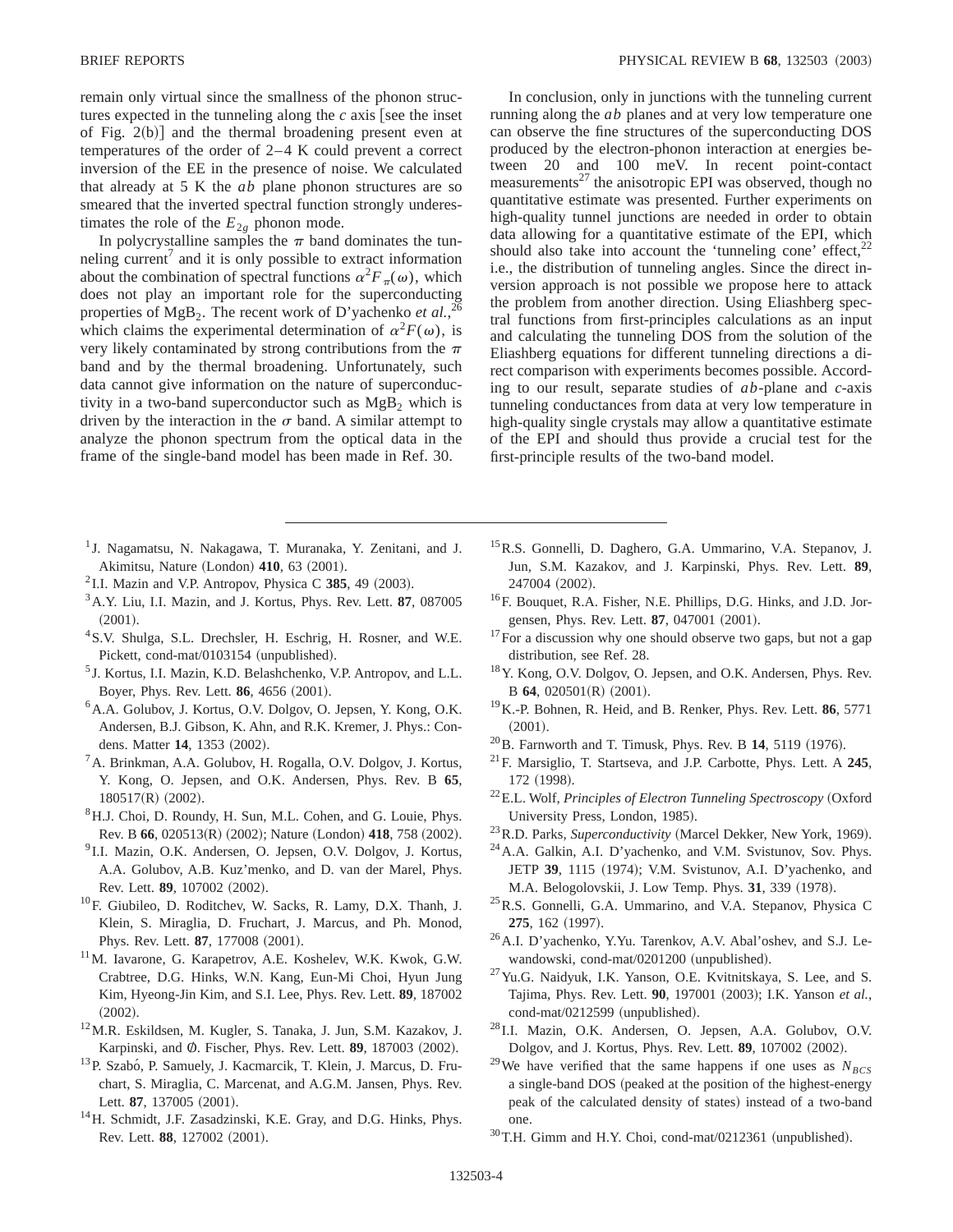remain only virtual since the smallness of the phonon structures expected in the tunneling along the $c$ axis [see the inset of Fig. 2(b)] and the thermal broadening present even at temperatures of the order of 2–4 K could prevent a correct inversion of the EE in the presence of noise. We calculated that already at 5 K the $ab$ plane phonon structures are so smeared that the inverted spectral function strongly underestimates the role of the $E_{2g}$ phonon mode.

In polycrystalline samples the $\pi$ band dominates the tunneling current[7] and it is only possible to extract information about the combination of spectral functions $\alpha^2 F_\pi(\omega)$, which does not play an important role for the superconducting properties of $MgB_2$. The recent work of D'yachenko *et al.*,[26] which claims the experimental determination of $\alpha^2 F(\omega)$, is very likely contaminated by strong contributions from the $\pi$ band and by the thermal broadening. Unfortunately, such data cannot give information on the nature of superconductivity in a two-band superconductor such as $MgB_2$ which is driven by the interaction in the $\sigma$ band. A similar attempt to analyze the phonon spectrum from the optical data in the frame of the single-band model has been made in Ref. 30.

In conclusion, only in junctions with the tunneling current running along the $ab$ planes and at very low temperature one can observe the fine structures of the superconducting DOS produced by the electron-phonon interaction at energies between 20 and 100 meV. In recent point-contact measurements[27] the anisotropic EPI was observed, though no quantitative estimate was presented. Further experiments on high-quality tunnel junctions are needed in order to obtain data allowing for a quantitative estimate of the EPI, which should also take into account the 'tunneling cone' effect,[22] i.e., the distribution of tunneling angles. Since the direct inversion approach is not possible we propose here to attack the problem from another direction. Using Eliashberg spectral functions from first-principles calculations as an input and calculating the tunneling DOS from the solution of the Eliashberg equations for different tunneling directions a direct comparison with experiments becomes possible. According to our result, separate studies of $ab$-plane and $c$-axis tunneling conductances from data at very low temperature in high-quality single crystals may allow a quantitative estimate of the EPI and should thus provide a crucial test for the first-principle results of the two-band model.

---

[1] J. Nagamatsu, N. Nakagawa, T. Muranaka, Y. Zenitani, and J. Akimitsu, Nature (London) **410**, 63 (2001).

[2] I.I. Mazin and V.P. Antropov, Physica C **385**, 49 (2003).

[3] A.Y. Liu, I.I. Mazin, and J. Kortus, Phys. Rev. Lett. **87**, 087005 (2001).

[4] S.V. Shulga, S.L. Drechsler, H. Eschrig, H. Rosner, and W.E. Pickett, cond-mat/0103154 (unpublished).

[5] J. Kortus, I.I. Mazin, K.D. Belashchenko, V.P. Antropov, and L.L. Boyer, Phys. Rev. Lett. **86**, 4656 (2001).

[6] A.A. Golubov, J. Kortus, O.V. Dolgov, O. Jepsen, Y. Kong, O.K. Andersen, B.J. Gibson, K. Ahn, and R.K. Kremer, J. Phys.: Condens. Matter **14**, 1353 (2002).

[7] A. Brinkman, A.A. Golubov, H. Rogalla, O.V. Dolgov, J. Kortus, Y. Kong, O. Jepsen, and O.K. Andersen, Phys. Rev. B **65**, 180517(R) (2002).

[8] H.J. Choi, D. Roundy, H. Sun, M.L. Cohen, and G. Louie, Phys. Rev. B **66**, 020513(R) (2002); Nature (London) **418**, 758 (2002).

[9] I.I. Mazin, O.K. Andersen, O. Jepsen, O.V. Dolgov, J. Kortus, A.A. Golubov, A.B. Kuz'menko, and D. van der Marel, Phys. Rev. Lett. **89**, 107002 (2002).

[10] F. Giubileo, D. Roditchev, W. Sacks, R. Lamy, D.X. Thanh, J. Klein, S. Miraglia, D. Fruchart, J. Marcus, and Ph. Monod, Phys. Rev. Lett. **87**, 177008 (2001).

[11] M. Iavarone, G. Karapetrov, A.E. Koshelev, W.K. Kwok, G.W. Crabtree, D.G. Hinks, W.N. Kang, Eun-Mi Choi, Hyun Jung Kim, Hyeong-Jin Kim, and S.I. Lee, Phys. Rev. Lett. **89**, 187002 (2002).

[12] M.R. Eskildsen, M. Kugler, S. Tanaka, J. Jun, S.M. Kazakov, J. Karpinski, and Ø. Fischer, Phys. Rev. Lett. **89**, 187003 (2002).

[13] P. Szabó, P. Samuely, J. Kacmarcik, T. Klein, J. Marcus, D. Fruchart, S. Miraglia, C. Marcenat, and A.G.M. Jansen, Phys. Rev. Lett. **87**, 137005 (2001).

[14] H. Schmidt, J.F. Zasadzinski, K.E. Gray, and D.G. Hinks, Phys. Rev. Lett. **88**, 127002 (2001).

[15] R.S. Gonnelli, D. Daghero, G.A. Ummarino, V.A. Stepanov, J. Jun, S.M. Kazakov, and J. Karpinski, Phys. Rev. Lett. **89**, 247004 (2002).

[16] F. Bouquet, R.A. Fisher, N.E. Phillips, D.G. Hinks, and J.D. Jorgensen, Phys. Rev. Lett. **87**, 047001 (2001).

[17] For a discussion why one should observe two gaps, but not a gap distribution, see Ref. 28.

[18] Y. Kong, O.V. Dolgov, O. Jepsen, and O.K. Andersen, Phys. Rev. B **64**, 020501(R) (2001).

[19] K.-P. Bohnen, R. Heid, and B. Renker, Phys. Rev. Lett. **86**, 5771 (2001).

[20] B. Farnworth and T. Timusk, Phys. Rev. B **14**, 5119 (1976).

[21] F. Marsiglio, T. Startseva, and J.P. Carbotte, Phys. Lett. A **245**, 172 (1998).

[22] E.L. Wolf, *Principles of Electron Tunneling Spectroscopy* (Oxford University Press, London, 1985).

[23] R.D. Parks, *Superconductivity* (Marcel Dekker, New York, 1969).

[24] A.A. Galkin, A.I. D'yachenko, and V.M. Svistunov, Sov. Phys. JETP **39**, 1115 (1974); V.M. Svistunov, A.I. D'yachenko, and M.A. Belogolovskii, J. Low Temp. Phys. **31**, 339 (1978).

[25] R.S. Gonnelli, G.A. Ummarino, and V.A. Stepanov, Physica C **275**, 162 (1997).

[26] A.I. D'yachenko, Y.Yu. Tarenkov, A.V. Abal'oshev, and S.J. Lewandowski, cond-mat/0201200 (unpublished).

[27] Yu.G. Naidyuk, I.K. Yanson, O.E. Kvitnitskaya, S. Lee, and S. Tajima, Phys. Rev. Lett. **90**, 197001 (2003); I.K. Yanson *et al.*, cond-mat/0212599 (unpublished).

[28] I.I. Mazin, O.K. Andersen, O. Jepsen, A.A. Golubov, O.V. Dolgov, and J. Kortus, Phys. Rev. Lett. **89**, 107002 (2002).

[29] We have verified that the same happens if one uses as $N_{BCS}$ a single-band DOS (peaked at the position of the highest-energy peak of the calculated density of states) instead of a two-band one.

[30] T.H. Gimm and H.Y. Choi, cond-mat/0212361 (unpublished).